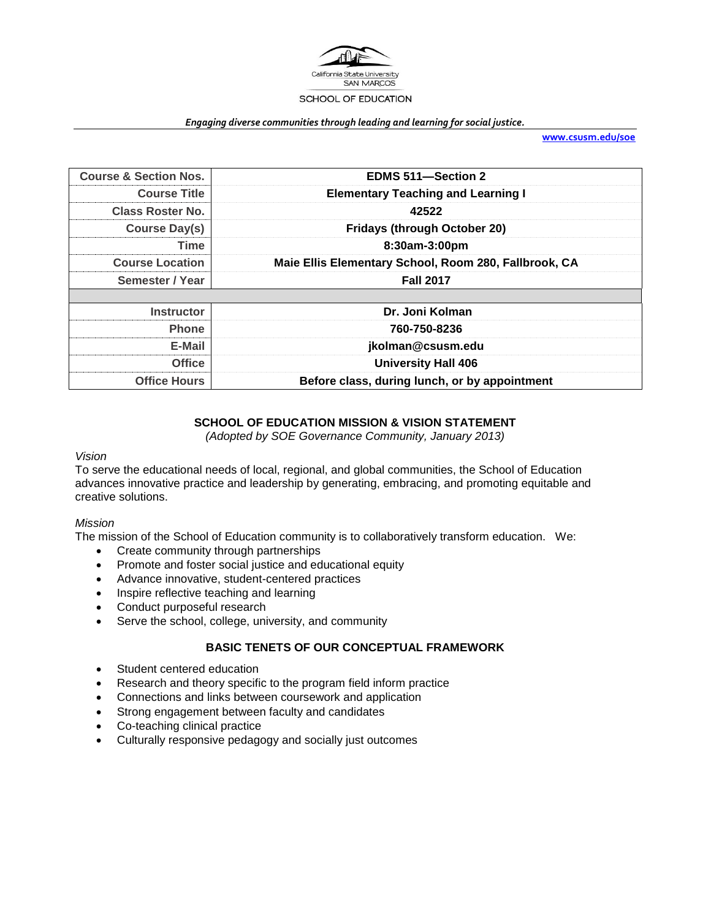California State University SAN MARCOS

SCHOOL OF EDUCATION

*Engaging diverse communities through leading and learning for social justice.*

**www.csusm.edu/soe**

| Course & Section Nos. | EDMS 511—Section 2 |
|---|---|
| Course Title | Elementary Teaching and Learning I |
| Class Roster No. | 42522 |
| Course Day(s) | Fridays (through October 20) |
| Time | 8:30am-3:00pm |
| Course Location | Maie Ellis Elementary School, Room 280, Fallbrook, CA |
| Semester / Year | Fall 2017 |
| | |
| Instructor | Dr. Joni Kolman |
| Phone | 760-750-8236 |
| E-Mail | jkolman@csusm.edu |
| Office | University Hall 406 |
| Office Hours | Before class, during lunch, or by appointment |

## SCHOOL OF EDUCATION MISSION & VISION STATEMENT

*(Adopted by SOE Governance Community, January 2013)*

*Vision*

To serve the educational needs of local, regional, and global communities, the School of Education advances innovative practice and leadership by generating, embracing, and promoting equitable and creative solutions.

*Mission*

The mission of the School of Education community is to collaboratively transform education. We:

- Create community through partnerships
- Promote and foster social justice and educational equity
- Advance innovative, student-centered practices
- Inspire reflective teaching and learning
- Conduct purposeful research
- Serve the school, college, university, and community

## BASIC TENETS OF OUR CONCEPTUAL FRAMEWORK

- Student centered education
- Research and theory specific to the program field inform practice
- Connections and links between coursework and application
- Strong engagement between faculty and candidates
- Co-teaching clinical practice
- Culturally responsive pedagogy and socially just outcomes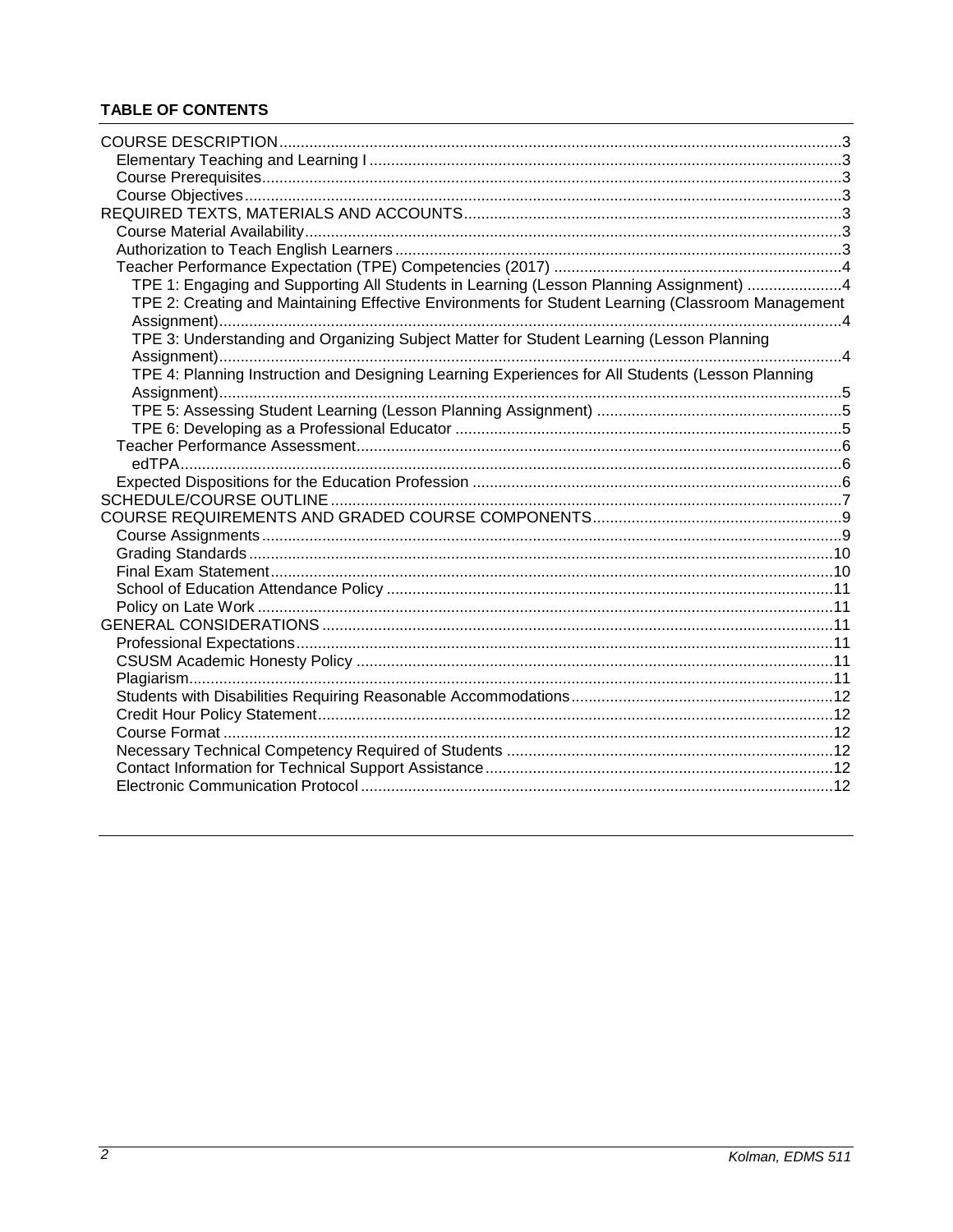**TABLE OF CONTENTS**

- COURSE DESCRIPTION ... 3
  - Elementary Teaching and Learning I ... 3
  - Course Prerequisites ... 3
  - Course Objectives ... 3
- REQUIRED TEXTS, MATERIALS AND ACCOUNTS ... 3
  - Course Material Availability ... 3
  - Authorization to Teach English Learners ... 3
  - Teacher Performance Expectation (TPE) Competencies (2017) ... 4
    - TPE 1: Engaging and Supporting All Students in Learning (Lesson Planning Assignment) ... 4
    - TPE 2: Creating and Maintaining Effective Environments for Student Learning (Classroom Management Assignment) ... 4
    - TPE 3: Understanding and Organizing Subject Matter for Student Learning (Lesson Planning Assignment) ... 4
    - TPE 4: Planning Instruction and Designing Learning Experiences for All Students (Lesson Planning Assignment) ... 5
    - TPE 5: Assessing Student Learning (Lesson Planning Assignment) ... 5
    - TPE 6: Developing as a Professional Educator ... 5
  - Teacher Performance Assessment ... 6
    - edTPA ... 6
  - Expected Dispositions for the Education Profession ... 6
- SCHEDULE/COURSE OUTLINE ... 7
- COURSE REQUIREMENTS AND GRADED COURSE COMPONENTS ... 9
  - Course Assignments ... 9
  - Grading Standards ... 10
  - Final Exam Statement ... 10
  - School of Education Attendance Policy ... 11
  - Policy on Late Work ... 11
- GENERAL CONSIDERATIONS ... 11
  - Professional Expectations ... 11
  - CSUSM Academic Honesty Policy ... 11
  - Plagiarism ... 11
  - Students with Disabilities Requiring Reasonable Accommodations ... 12
  - Credit Hour Policy Statement ... 12
  - Course Format ... 12
  - Necessary Technical Competency Required of Students ... 12
  - Contact Information for Technical Support Assistance ... 12
  - Electronic Communication Protocol ... 12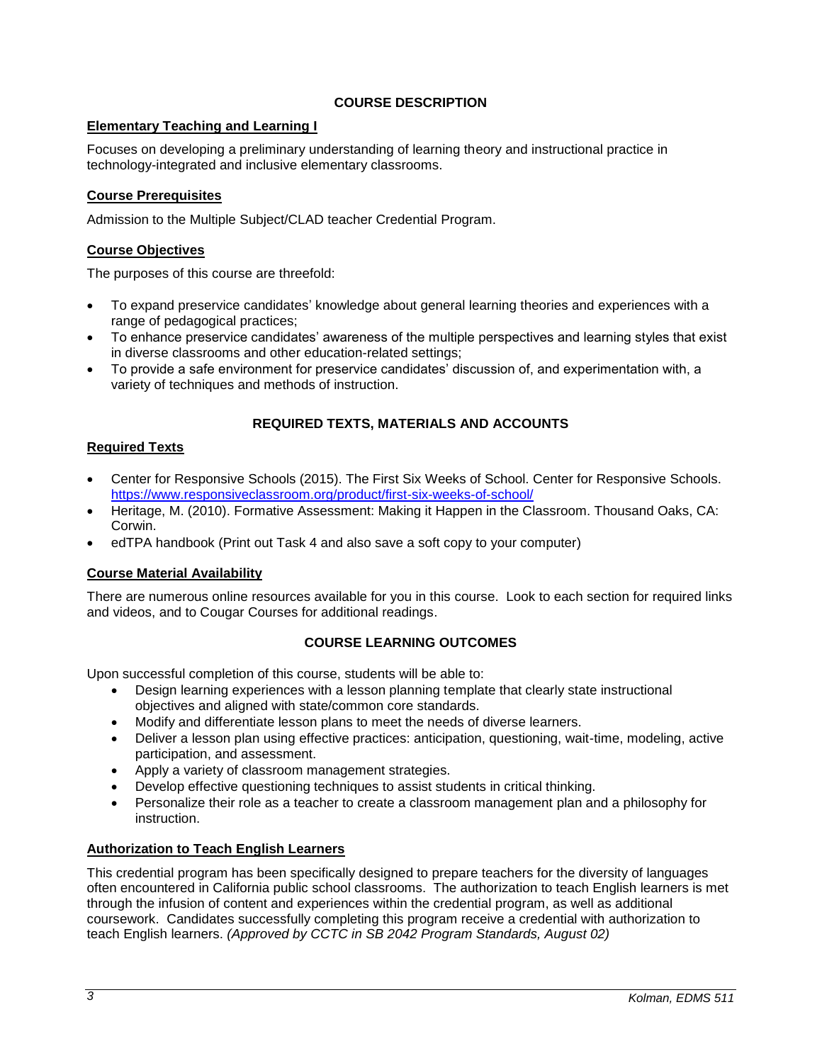## COURSE DESCRIPTION

### Elementary Teaching and Learning I

Focuses on developing a preliminary understanding of learning theory and instructional practice in technology-integrated and inclusive elementary classrooms.

### Course Prerequisites

Admission to the Multiple Subject/CLAD teacher Credential Program.

### Course Objectives

The purposes of this course are threefold:

- To expand preservice candidates' knowledge about general learning theories and experiences with a range of pedagogical practices;
- To enhance preservice candidates' awareness of the multiple perspectives and learning styles that exist in diverse classrooms and other education-related settings;
- To provide a safe environment for preservice candidates' discussion of, and experimentation with, a variety of techniques and methods of instruction.

## REQUIRED TEXTS, MATERIALS AND ACCOUNTS

### Required Texts

- Center for Responsive Schools (2015). The First Six Weeks of School. Center for Responsive Schools. https://www.responsiveclassroom.org/product/first-six-weeks-of-school/
- Heritage, M. (2010). Formative Assessment: Making it Happen in the Classroom. Thousand Oaks, CA: Corwin.
- edTPA handbook (Print out Task 4 and also save a soft copy to your computer)

### Course Material Availability

There are numerous online resources available for you in this course. Look to each section for required links and videos, and to Cougar Courses for additional readings.

## COURSE LEARNING OUTCOMES

Upon successful completion of this course, students will be able to:

- Design learning experiences with a lesson planning template that clearly state instructional objectives and aligned with state/common core standards.
- Modify and differentiate lesson plans to meet the needs of diverse learners.
- Deliver a lesson plan using effective practices: anticipation, questioning, wait-time, modeling, active participation, and assessment.
- Apply a variety of classroom management strategies.
- Develop effective questioning techniques to assist students in critical thinking.
- Personalize their role as a teacher to create a classroom management plan and a philosophy for instruction.

### Authorization to Teach English Learners

This credential program has been specifically designed to prepare teachers for the diversity of languages often encountered in California public school classrooms. The authorization to teach English learners is met through the infusion of content and experiences within the credential program, as well as additional coursework. Candidates successfully completing this program receive a credential with authorization to teach English learners. *(Approved by CCTC in SB 2042 Program Standards, August 02)*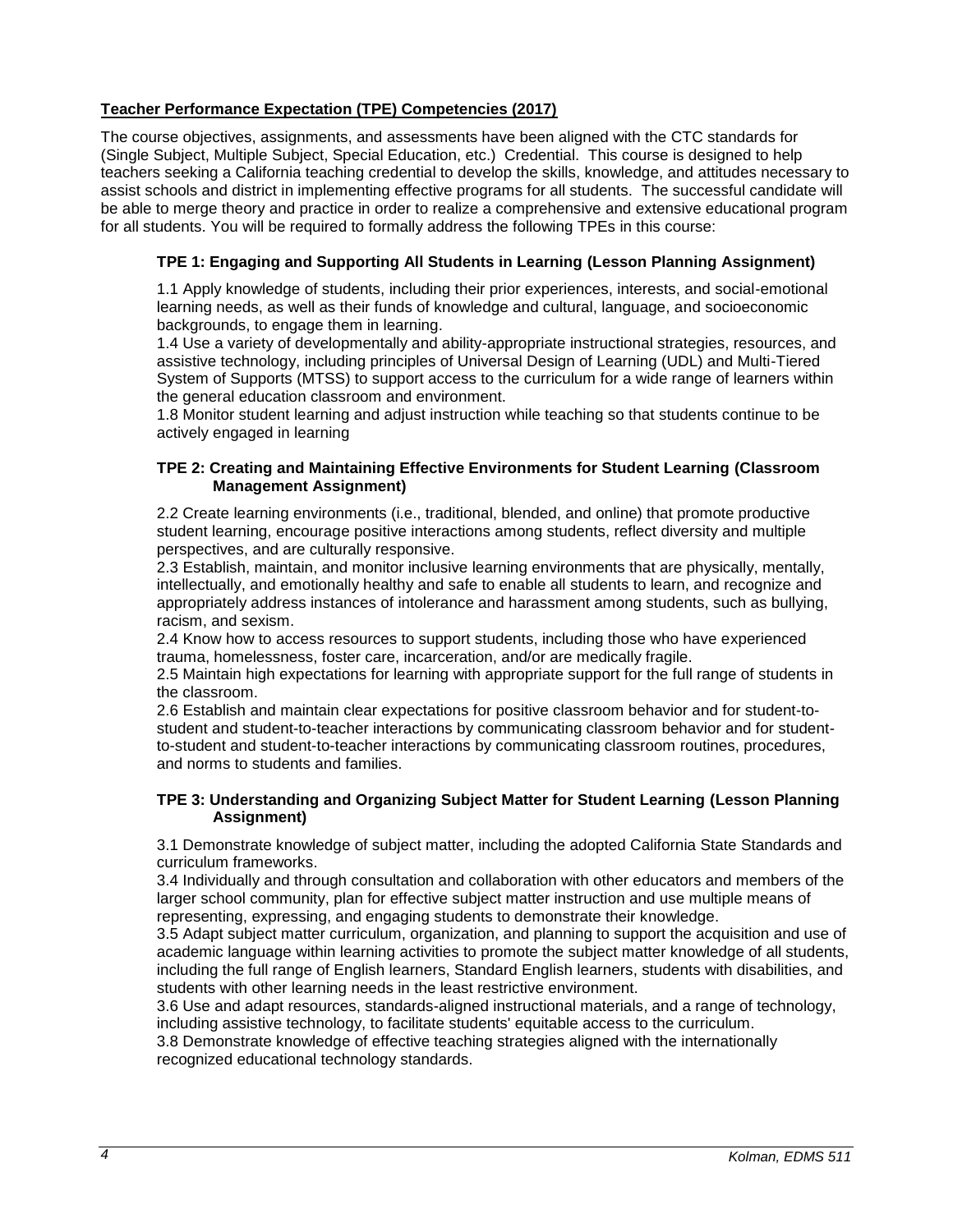**Teacher Performance Expectation (TPE) Competencies (2017)**

The course objectives, assignments, and assessments have been aligned with the CTC standards for (Single Subject, Multiple Subject, Special Education, etc.) Credential. This course is designed to help teachers seeking a California teaching credential to develop the skills, knowledge, and attitudes necessary to assist schools and district in implementing effective programs for all students. The successful candidate will be able to merge theory and practice in order to realize a comprehensive and extensive educational program for all students. You will be required to formally address the following TPEs in this course:

### TPE 1: Engaging and Supporting All Students in Learning (Lesson Planning Assignment)

1.1 Apply knowledge of students, including their prior experiences, interests, and social-emotional learning needs, as well as their funds of knowledge and cultural, language, and socioeconomic backgrounds, to engage them in learning.
1.4 Use a variety of developmentally and ability-appropriate instructional strategies, resources, and assistive technology, including principles of Universal Design of Learning (UDL) and Multi-Tiered System of Supports (MTSS) to support access to the curriculum for a wide range of learners within the general education classroom and environment.
1.8 Monitor student learning and adjust instruction while teaching so that students continue to be actively engaged in learning

### TPE 2: Creating and Maintaining Effective Environments for Student Learning (Classroom Management Assignment)

2.2 Create learning environments (i.e., traditional, blended, and online) that promote productive student learning, encourage positive interactions among students, reflect diversity and multiple perspectives, and are culturally responsive.
2.3 Establish, maintain, and monitor inclusive learning environments that are physically, mentally, intellectually, and emotionally healthy and safe to enable all students to learn, and recognize and appropriately address instances of intolerance and harassment among students, such as bullying, racism, and sexism.
2.4 Know how to access resources to support students, including those who have experienced trauma, homelessness, foster care, incarceration, and/or are medically fragile.
2.5 Maintain high expectations for learning with appropriate support for the full range of students in the classroom.
2.6 Establish and maintain clear expectations for positive classroom behavior and for student-to-student and student-to-teacher interactions by communicating classroom behavior and for student-to-student and student-to-teacher interactions by communicating classroom routines, procedures, and norms to students and families.

### TPE 3: Understanding and Organizing Subject Matter for Student Learning (Lesson Planning Assignment)

3.1 Demonstrate knowledge of subject matter, including the adopted California State Standards and curriculum frameworks.
3.4 Individually and through consultation and collaboration with other educators and members of the larger school community, plan for effective subject matter instruction and use multiple means of representing, expressing, and engaging students to demonstrate their knowledge.
3.5 Adapt subject matter curriculum, organization, and planning to support the acquisition and use of academic language within learning activities to promote the subject matter knowledge of all students, including the full range of English learners, Standard English learners, students with disabilities, and students with other learning needs in the least restrictive environment.
3.6 Use and adapt resources, standards-aligned instructional materials, and a range of technology, including assistive technology, to facilitate students' equitable access to the curriculum.
3.8 Demonstrate knowledge of effective teaching strategies aligned with the internationally recognized educational technology standards.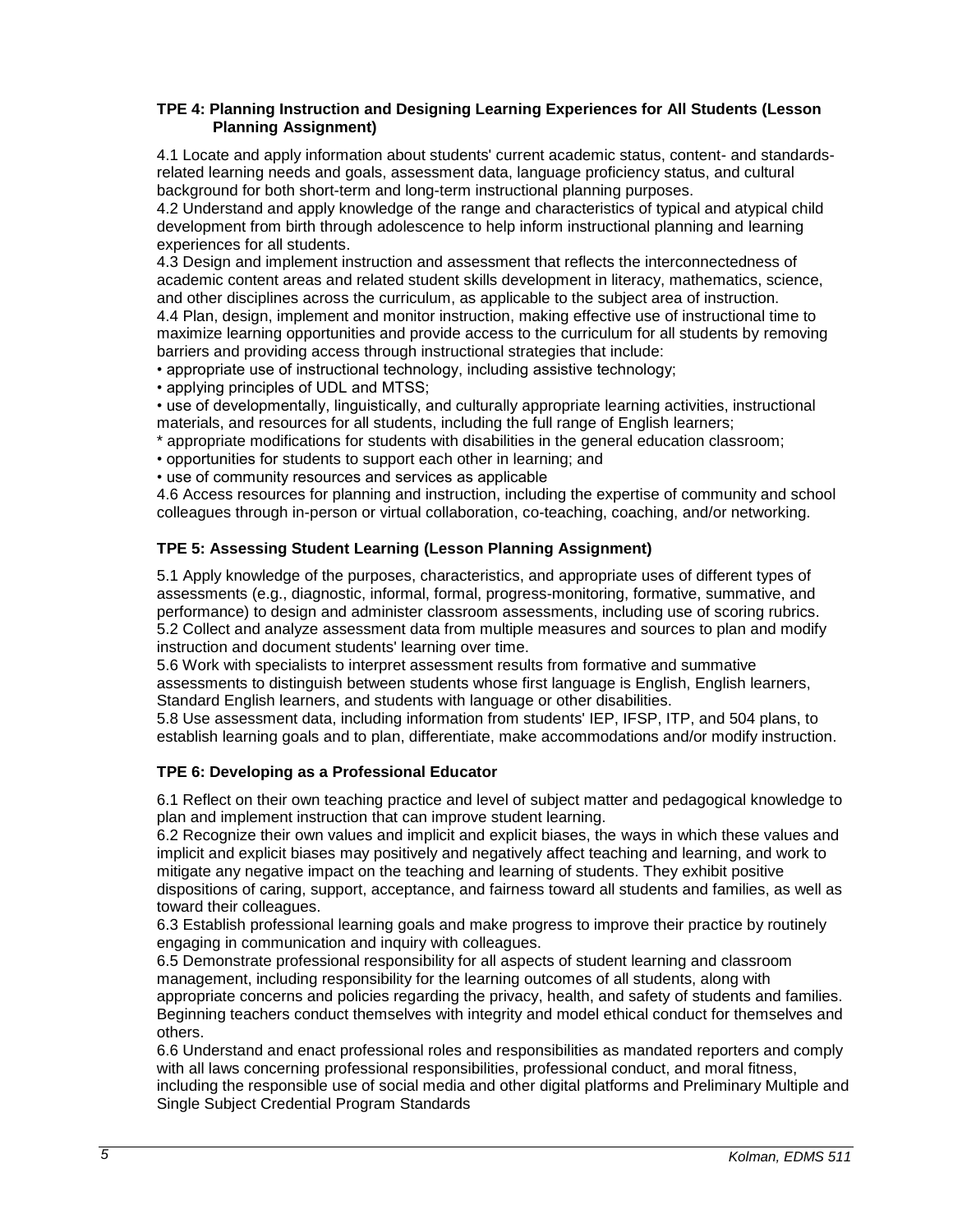**TPE 4: Planning Instruction and Designing Learning Experiences for All Students (Lesson Planning Assignment)**

4.1 Locate and apply information about students' current academic status, content- and standards-related learning needs and goals, assessment data, language proficiency status, and cultural background for both short-term and long-term instructional planning purposes.
4.2 Understand and apply knowledge of the range and characteristics of typical and atypical child development from birth through adolescence to help inform instructional planning and learning experiences for all students.
4.3 Design and implement instruction and assessment that reflects the interconnectedness of academic content areas and related student skills development in literacy, mathematics, science, and other disciplines across the curriculum, as applicable to the subject area of instruction.
4.4 Plan, design, implement and monitor instruction, making effective use of instructional time to maximize learning opportunities and provide access to the curriculum for all students by removing barriers and providing access through instructional strategies that include:
• appropriate use of instructional technology, including assistive technology;
• applying principles of UDL and MTSS;
• use of developmentally, linguistically, and culturally appropriate learning activities, instructional materials, and resources for all students, including the full range of English learners;
* appropriate modifications for students with disabilities in the general education classroom;
• opportunities for students to support each other in learning; and
• use of community resources and services as applicable
4.6 Access resources for planning and instruction, including the expertise of community and school colleagues through in-person or virtual collaboration, co-teaching, coaching, and/or networking.

**TPE 5: Assessing Student Learning (Lesson Planning Assignment)**

5.1 Apply knowledge of the purposes, characteristics, and appropriate uses of different types of assessments (e.g., diagnostic, informal, formal, progress-monitoring, formative, summative, and performance) to design and administer classroom assessments, including use of scoring rubrics.
5.2 Collect and analyze assessment data from multiple measures and sources to plan and modify instruction and document students' learning over time.
5.6 Work with specialists to interpret assessment results from formative and summative assessments to distinguish between students whose first language is English, English learners, Standard English learners, and students with language or other disabilities.
5.8 Use assessment data, including information from students' IEP, IFSP, ITP, and 504 plans, to establish learning goals and to plan, differentiate, make accommodations and/or modify instruction.

**TPE 6: Developing as a Professional Educator**

6.1 Reflect on their own teaching practice and level of subject matter and pedagogical knowledge to plan and implement instruction that can improve student learning.
6.2 Recognize their own values and implicit and explicit biases, the ways in which these values and implicit and explicit biases may positively and negatively affect teaching and learning, and work to mitigate any negative impact on the teaching and learning of students. They exhibit positive dispositions of caring, support, acceptance, and fairness toward all students and families, as well as toward their colleagues.
6.3 Establish professional learning goals and make progress to improve their practice by routinely engaging in communication and inquiry with colleagues.
6.5 Demonstrate professional responsibility for all aspects of student learning and classroom management, including responsibility for the learning outcomes of all students, along with appropriate concerns and policies regarding the privacy, health, and safety of students and families. Beginning teachers conduct themselves with integrity and model ethical conduct for themselves and others.
6.6 Understand and enact professional roles and responsibilities as mandated reporters and comply with all laws concerning professional responsibilities, professional conduct, and moral fitness, including the responsible use of social media and other digital platforms and Preliminary Multiple and Single Subject Credential Program Standards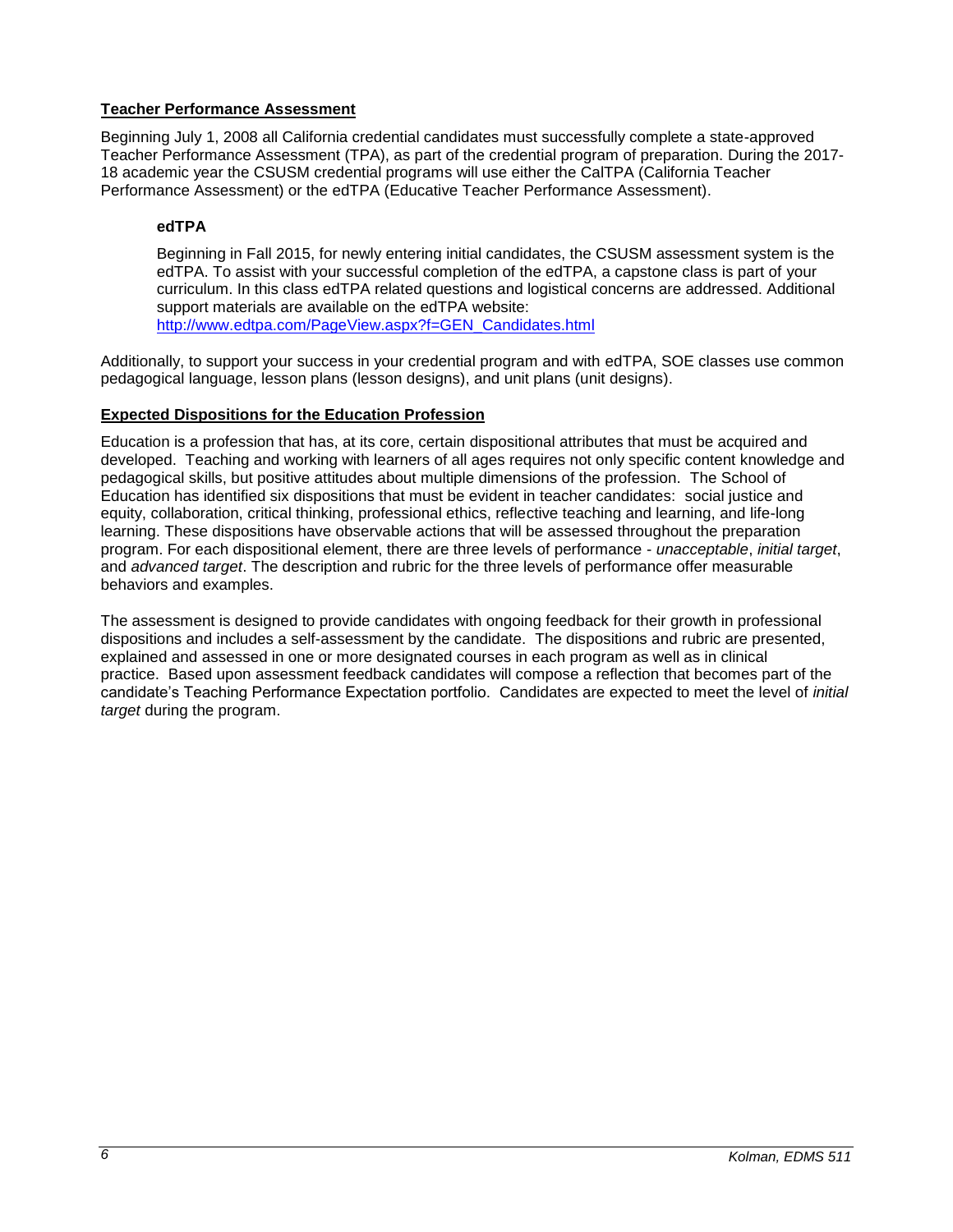## Teacher Performance Assessment

Beginning July 1, 2008 all California credential candidates must successfully complete a state-approved Teacher Performance Assessment (TPA), as part of the credential program of preparation. During the 2017-18 academic year the CSUSM credential programs will use either the CalTPA (California Teacher Performance Assessment) or the edTPA (Educative Teacher Performance Assessment).

### edTPA

Beginning in Fall 2015, for newly entering initial candidates, the CSUSM assessment system is the edTPA. To assist with your successful completion of the edTPA, a capstone class is part of your curriculum. In this class edTPA related questions and logistical concerns are addressed. Additional support materials are available on the edTPA website: [http://www.edtpa.com/PageView.aspx?f=GEN_Candidates.html](http://www.edtpa.com/PageView.aspx?f=GEN_Candidates.html)

Additionally, to support your success in your credential program and with edTPA, SOE classes use common pedagogical language, lesson plans (lesson designs), and unit plans (unit designs).

## Expected Dispositions for the Education Profession

Education is a profession that has, at its core, certain dispositional attributes that must be acquired and developed. Teaching and working with learners of all ages requires not only specific content knowledge and pedagogical skills, but positive attitudes about multiple dimensions of the profession. The School of Education has identified six dispositions that must be evident in teacher candidates: social justice and equity, collaboration, critical thinking, professional ethics, reflective teaching and learning, and life-long learning. These dispositions have observable actions that will be assessed throughout the preparation program. For each dispositional element, there are three levels of performance - *unacceptable*, *initial target*, and *advanced target*. The description and rubric for the three levels of performance offer measurable behaviors and examples.

The assessment is designed to provide candidates with ongoing feedback for their growth in professional dispositions and includes a self-assessment by the candidate. The dispositions and rubric are presented, explained and assessed in one or more designated courses in each program as well as in clinical practice. Based upon assessment feedback candidates will compose a reflection that becomes part of the candidate's Teaching Performance Expectation portfolio. Candidates are expected to meet the level of *initial target* during the program.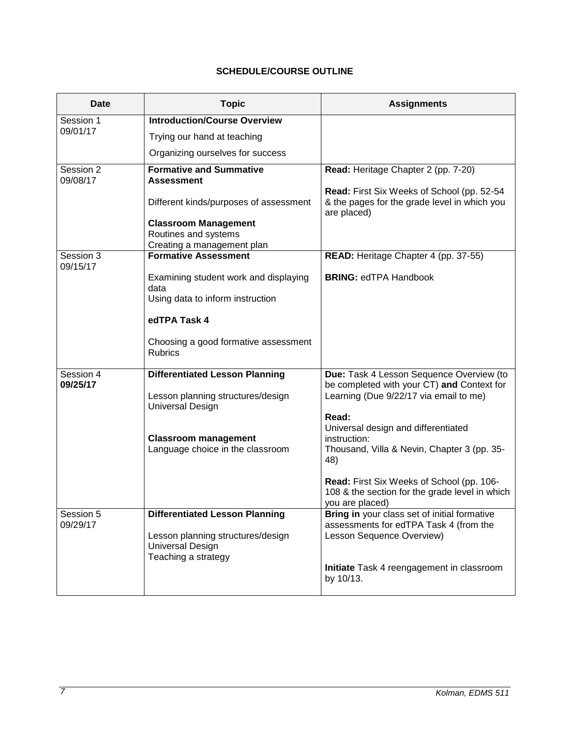**SCHEDULE/COURSE OUTLINE**

| Date | Topic | Assignments |
|---|---|---|
| Session 1<br>09/01/17 | **Introduction/Course Overview**<br>Trying our hand at teaching<br>Organizing ourselves for success | |
| Session 2<br>09/08/17 | **Formative and Summative Assessment**<br>Different kinds/purposes of assessment<br>**Classroom Management**<br>Routines and systems<br>Creating a management plan | **Read:** Heritage Chapter 2 (pp. 7-20)<br>**Read:** First Six Weeks of School (pp. 52-54 & the pages for the grade level in which you are placed) |
| Session 3<br>09/15/17 | **Formative Assessment**<br>Examining student work and displaying data<br>Using data to inform instruction<br>**edTPA Task 4**<br>Choosing a good formative assessment<br>Rubrics | **READ:** Heritage Chapter 4 (pp. 37-55)<br>**BRING:** edTPA Handbook |
| Session 4<br>**09/25/17** | **Differentiated Lesson Planning**<br>Lesson planning structures/design<br>Universal Design<br>**Classroom management**<br>Language choice in the classroom | **Due:** Task 4 Lesson Sequence Overview (to be completed with your CT) **and** Context for Learning (Due 9/22/17 via email to me)<br>**Read:**<br>Universal design and differentiated instruction:<br>Thousand, Villa & Nevin, Chapter 3 (pp. 35-48)<br>**Read:** First Six Weeks of School (pp. 106-108 & the section for the grade level in which you are placed) |
| Session 5<br>09/29/17 | **Differentiated Lesson Planning**<br>Lesson planning structures/design<br>Universal Design<br>Teaching a strategy | **Bring in** your class set of initial formative assessments for edTPA Task 4 (from the Lesson Sequence Overview)<br>**Initiate** Task 4 reengagement in classroom by 10/13. |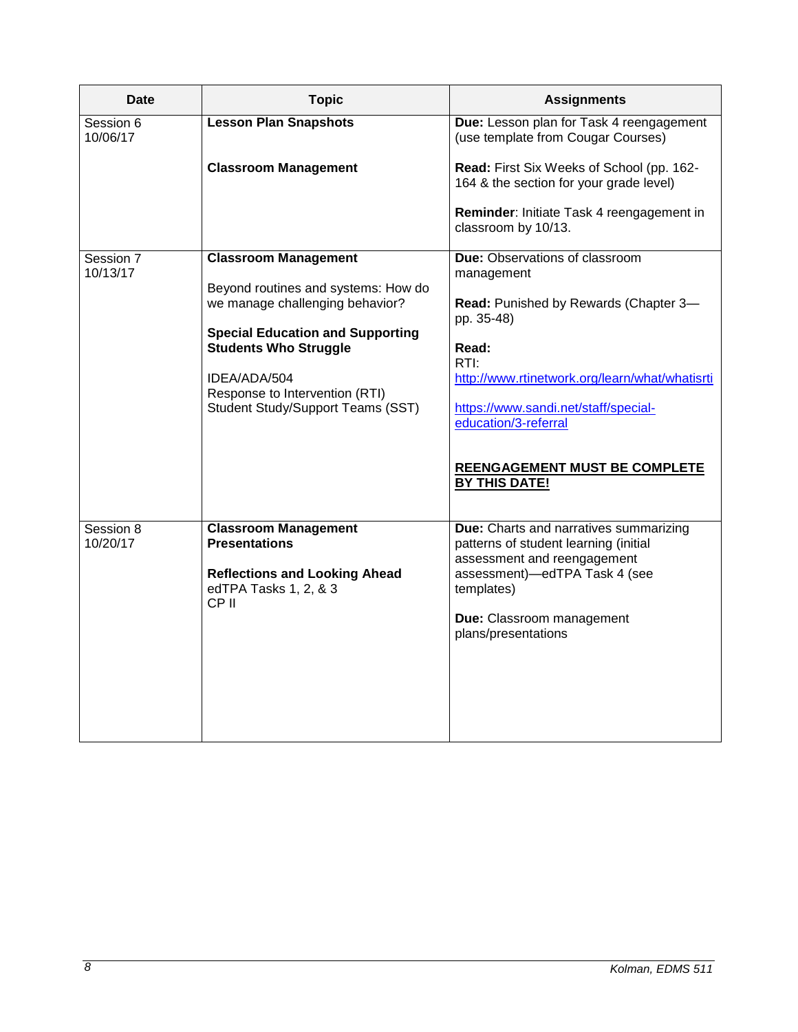| Date | Topic | Assignments |
|---|---|---|
| Session 6<br>10/06/17 | **Lesson Plan Snapshots**<br><br>**Classroom Management** | **Due:** Lesson plan for Task 4 reengagement (use template from Cougar Courses)<br><br>**Read:** First Six Weeks of School (pp. 162-164 & the section for your grade level)<br><br>**Reminder**: Initiate Task 4 reengagement in classroom by 10/13. |
| Session 7<br>10/13/17 | **Classroom Management**<br><br>Beyond routines and systems: How do we manage challenging behavior?<br><br>**Special Education and Supporting Students Who Struggle**<br><br>IDEA/ADA/504<br>Response to Intervention (RTI)<br>Student Study/Support Teams (SST) | **Due:** Observations of classroom management<br><br>**Read:** Punished by Rewards (Chapter 3—pp. 35-48)<br><br>**Read:**<br>RTI:<br>http://www.rtinetwork.org/learn/what/whatisrti<br><br>https://www.sandi.net/staff/special-education/3-referral<br><br>**REENGAGEMENT MUST BE COMPLETE BY THIS DATE!** |
| Session 8<br>10/20/17 | **Classroom Management Presentations**<br><br>**Reflections and Looking Ahead**<br>edTPA Tasks 1, 2, & 3<br>CP II | **Due:** Charts and narratives summarizing patterns of student learning (initial assessment and reengagement assessment)—edTPA Task 4 (see templates)<br><br>**Due:** Classroom management plans/presentations |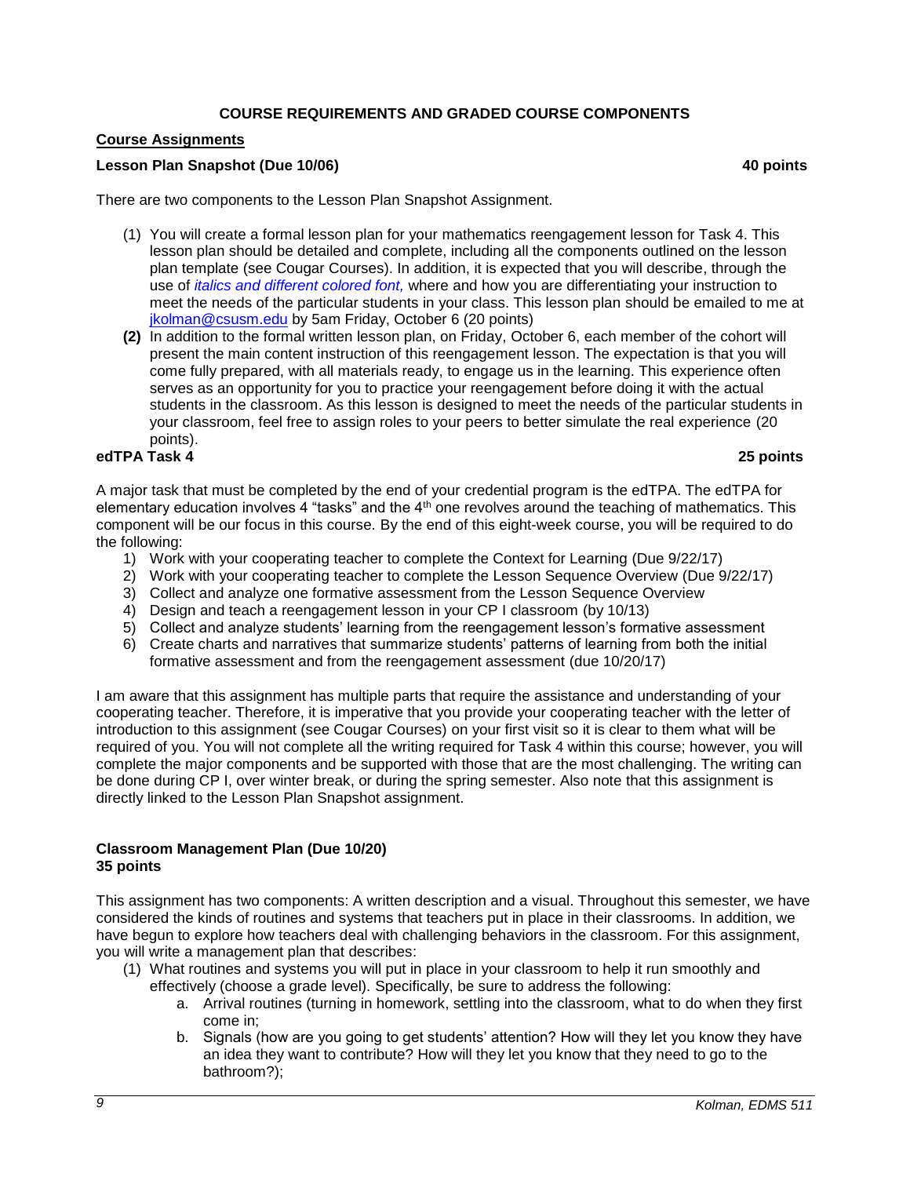## COURSE REQUIREMENTS AND GRADED COURSE COMPONENTS

### Course Assignments

**Lesson Plan Snapshot (Due 10/06)** **40 points**

There are two components to the Lesson Plan Snapshot Assignment.

(1) You will create a formal lesson plan for your mathematics reengagement lesson for Task 4. This lesson plan should be detailed and complete, including all the components outlined on the lesson plan template (see Cougar Courses). In addition, it is expected that you will describe, through the use of *italics and different colored font,* where and how you are differentiating your instruction to meet the needs of the particular students in your class. This lesson plan should be emailed to me at jkolman@csusm.edu by 5am Friday, October 6 (20 points)

**(2)** In addition to the formal written lesson plan, on Friday, October 6, each member of the cohort will present the main content instruction of this reengagement lesson. The expectation is that you will come fully prepared, with all materials ready, to engage us in the learning. This experience often serves as an opportunity for you to practice your reengagement before doing it with the actual students in the classroom. As this lesson is designed to meet the needs of the particular students in your classroom, feel free to assign roles to your peers to better simulate the real experience (20 points).

**edTPA Task 4** **25 points**

A major task that must be completed by the end of your credential program is the edTPA. The edTPA for elementary education involves 4 "tasks" and the 4th one revolves around the teaching of mathematics. This component will be our focus in this course. By the end of this eight-week course, you will be required to do the following:

1) Work with your cooperating teacher to complete the Context for Learning (Due 9/22/17)
2) Work with your cooperating teacher to complete the Lesson Sequence Overview (Due 9/22/17)
3) Collect and analyze one formative assessment from the Lesson Sequence Overview
4) Design and teach a reengagement lesson in your CP I classroom (by 10/13)
5) Collect and analyze students' learning from the reengagement lesson's formative assessment
6) Create charts and narratives that summarize students' patterns of learning from both the initial formative assessment and from the reengagement assessment (due 10/20/17)

I am aware that this assignment has multiple parts that require the assistance and understanding of your cooperating teacher. Therefore, it is imperative that you provide your cooperating teacher with the letter of introduction to this assignment (see Cougar Courses) on your first visit so it is clear to them what will be required of you. You will not complete all the writing required for Task 4 within this course; however, you will complete the major components and be supported with those that are the most challenging. The writing can be done during CP I, over winter break, or during the spring semester. Also note that this assignment is directly linked to the Lesson Plan Snapshot assignment.

**Classroom Management Plan (Due 10/20)**
**35 points**

This assignment has two components: A written description and a visual. Throughout this semester, we have considered the kinds of routines and systems that teachers put in place in their classrooms. In addition, we have begun to explore how teachers deal with challenging behaviors in the classroom. For this assignment, you will write a management plan that describes:

(1) What routines and systems you will put in place in your classroom to help it run smoothly and effectively (choose a grade level). Specifically, be sure to address the following:
    a. Arrival routines (turning in homework, settling into the classroom, what to do when they first come in;
    b. Signals (how are you going to get students' attention? How will they let you know they have an idea they want to contribute? How will they let you know that they need to go to the bathroom?);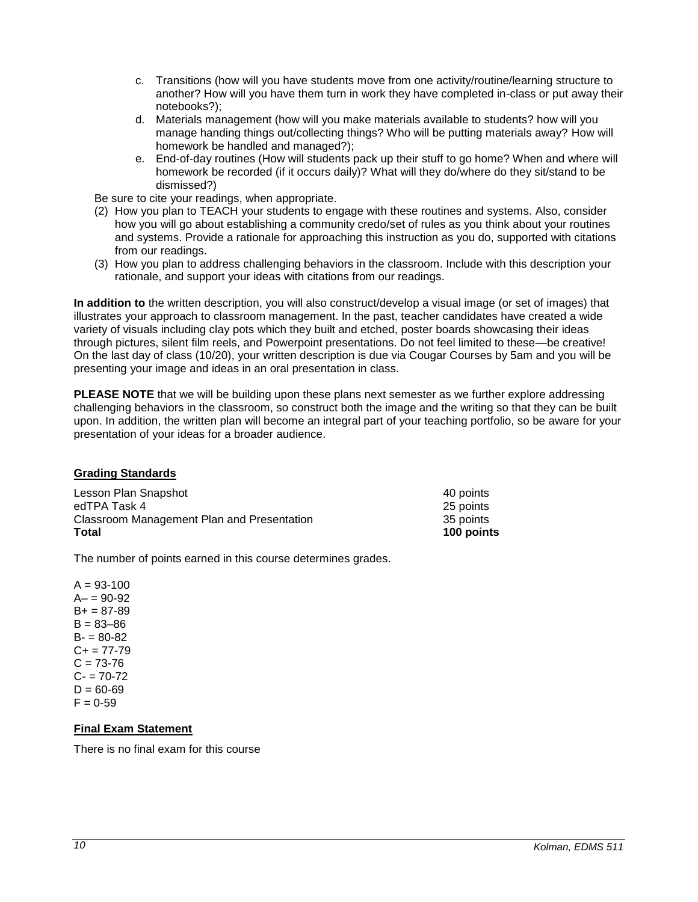c. Transitions (how will you have students move from one activity/routine/learning structure to another? How will you have them turn in work they have completed in-class or put away their notebooks?);
d. Materials management (how will you make materials available to students? how will you manage handing things out/collecting things? Who will be putting materials away? How will homework be handled and managed?);
e. End-of-day routines (How will students pack up their stuff to go home? When and where will homework be recorded (if it occurs daily)? What will they do/where do they sit/stand to be dismissed?)

Be sure to cite your readings, when appropriate.

(2) How you plan to TEACH your students to engage with these routines and systems. Also, consider how you will go about establishing a community credo/set of rules as you think about your routines and systems. Provide a rationale for approaching this instruction as you do, supported with citations from our readings.

(3) How you plan to address challenging behaviors in the classroom. Include with this description your rationale, and support your ideas with citations from our readings.

**In addition to** the written description, you will also construct/develop a visual image (or set of images) that illustrates your approach to classroom management. In the past, teacher candidates have created a wide variety of visuals including clay pots which they built and etched, poster boards showcasing their ideas through pictures, silent film reels, and Powerpoint presentations. Do not feel limited to these—be creative! On the last day of class (10/20), your written description is due via Cougar Courses by 5am and you will be presenting your image and ideas in an oral presentation in class.

**PLEASE NOTE** that we will be building upon these plans next semester as we further explore addressing challenging behaviors in the classroom, so construct both the image and the writing so that they can be built upon. In addition, the written plan will become an integral part of your teaching portfolio, so be aware for your presentation of your ideas for a broader audience.

## Grading Standards

| | |
|---|---|
| Lesson Plan Snapshot | 40 points |
| edTPA Task 4 | 25 points |
| Classroom Management Plan and Presentation | 35 points |
| **Total** | **100 points** |

The number of points earned in this course determines grades.

A = 93-100  
A– = 90-92  
B+ = 87-89  
B = 83–86  
B- = 80-82  
C+ = 77-79  
C = 73-76  
C- = 70-72  
D = 60-69  
F = 0-59

## Final Exam Statement

There is no final exam for this course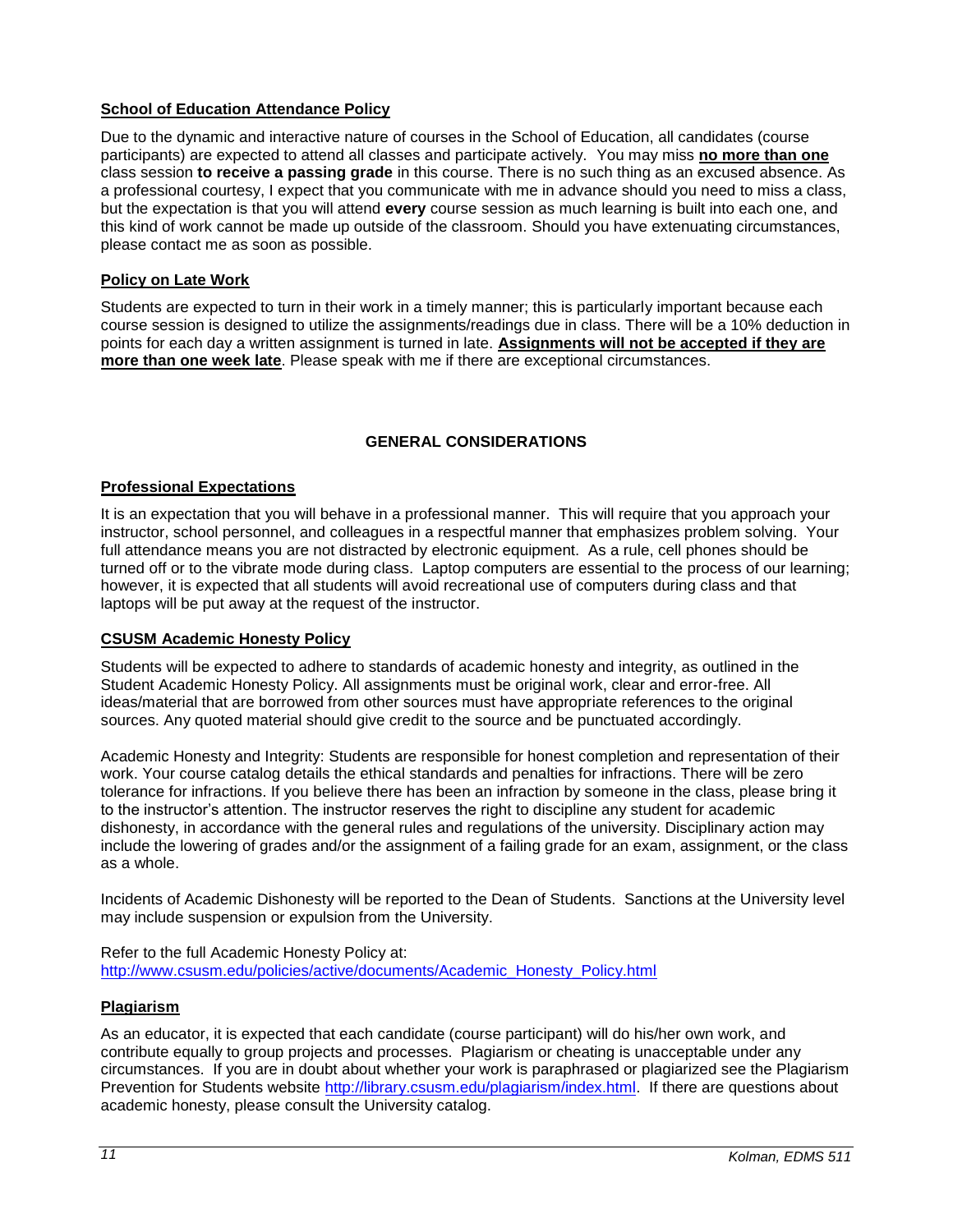**School of Education Attendance Policy**

Due to the dynamic and interactive nature of courses in the School of Education, all candidates (course participants) are expected to attend all classes and participate actively. You may miss **no more than one** class session **to receive a passing grade** in this course. There is no such thing as an excused absence. As a professional courtesy, I expect that you communicate with me in advance should you need to miss a class, but the expectation is that you will attend **every** course session as much learning is built into each one, and this kind of work cannot be made up outside of the classroom. Should you have extenuating circumstances, please contact me as soon as possible.

**Policy on Late Work**

Students are expected to turn in their work in a timely manner; this is particularly important because each course session is designed to utilize the assignments/readings due in class. There will be a 10% deduction in points for each day a written assignment is turned in late. **Assignments will not be accepted if they are more than one week late**. Please speak with me if there are exceptional circumstances.

## GENERAL CONSIDERATIONS

**Professional Expectations**

It is an expectation that you will behave in a professional manner. This will require that you approach your instructor, school personnel, and colleagues in a respectful manner that emphasizes problem solving. Your full attendance means you are not distracted by electronic equipment. As a rule, cell phones should be turned off or to the vibrate mode during class. Laptop computers are essential to the process of our learning; however, it is expected that all students will avoid recreational use of computers during class and that laptops will be put away at the request of the instructor.

**CSUSM Academic Honesty Policy**

Students will be expected to adhere to standards of academic honesty and integrity, as outlined in the Student Academic Honesty Policy. All assignments must be original work, clear and error-free. All ideas/material that are borrowed from other sources must have appropriate references to the original sources. Any quoted material should give credit to the source and be punctuated accordingly.

Academic Honesty and Integrity: Students are responsible for honest completion and representation of their work. Your course catalog details the ethical standards and penalties for infractions. There will be zero tolerance for infractions. If you believe there has been an infraction by someone in the class, please bring it to the instructor's attention. The instructor reserves the right to discipline any student for academic dishonesty, in accordance with the general rules and regulations of the university. Disciplinary action may include the lowering of grades and/or the assignment of a failing grade for an exam, assignment, or the class as a whole.

Incidents of Academic Dishonesty will be reported to the Dean of Students. Sanctions at the University level may include suspension or expulsion from the University.

Refer to the full Academic Honesty Policy at:
http://www.csusm.edu/policies/active/documents/Academic_Honesty_Policy.html

**Plagiarism**

As an educator, it is expected that each candidate (course participant) will do his/her own work, and contribute equally to group projects and processes. Plagiarism or cheating is unacceptable under any circumstances. If you are in doubt about whether your work is paraphrased or plagiarized see the Plagiarism Prevention for Students website http://library.csusm.edu/plagiarism/index.html. If there are questions about academic honesty, please consult the University catalog.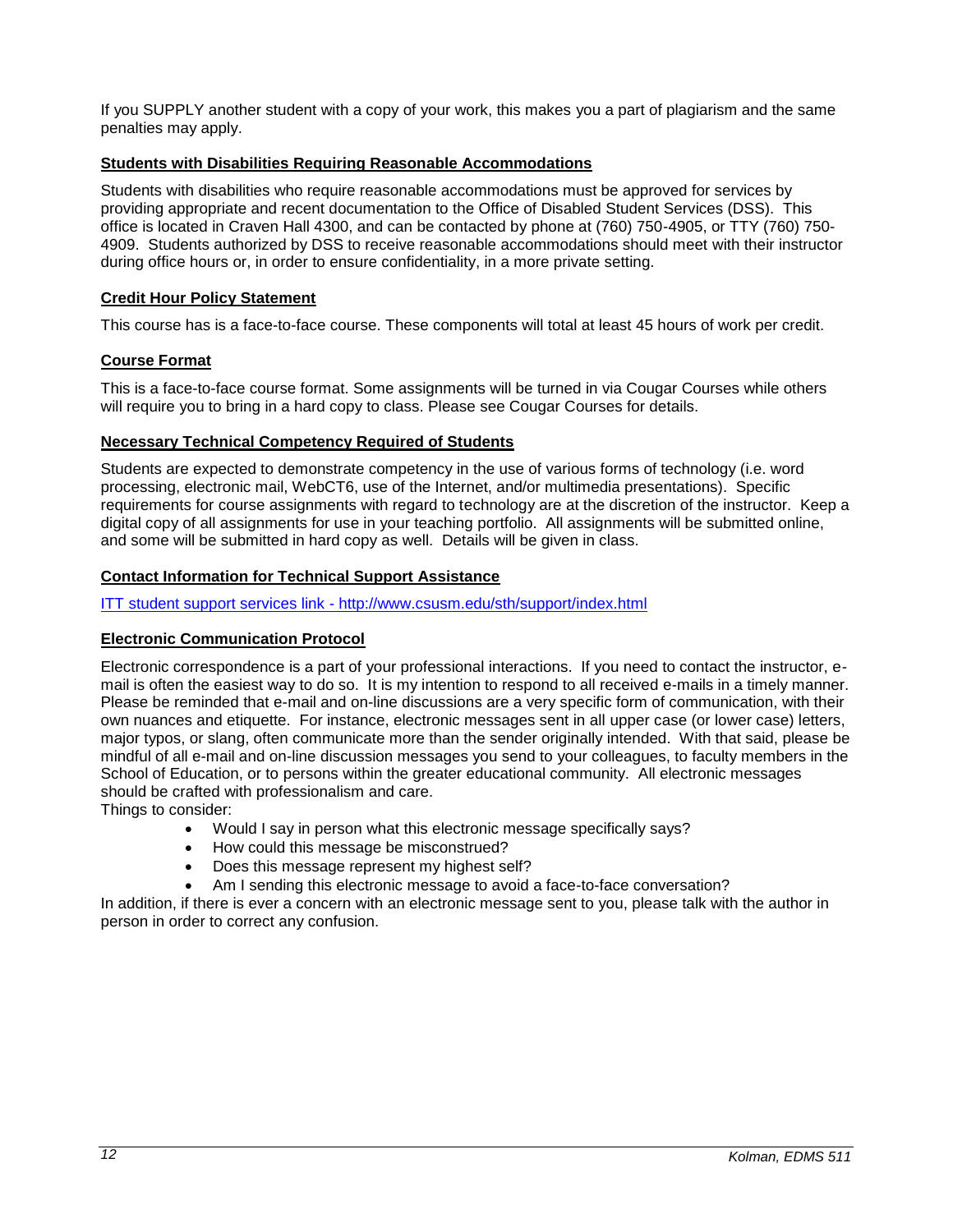If you SUPPLY another student with a copy of your work, this makes you a part of plagiarism and the same penalties may apply.

### Students with Disabilities Requiring Reasonable Accommodations

Students with disabilities who require reasonable accommodations must be approved for services by providing appropriate and recent documentation to the Office of Disabled Student Services (DSS). This office is located in Craven Hall 4300, and can be contacted by phone at (760) 750-4905, or TTY (760) 750-4909. Students authorized by DSS to receive reasonable accommodations should meet with their instructor during office hours or, in order to ensure confidentiality, in a more private setting.

### Credit Hour Policy Statement

This course has is a face-to-face course. These components will total at least 45 hours of work per credit.

### Course Format

This is a face-to-face course format. Some assignments will be turned in via Cougar Courses while others will require you to bring in a hard copy to class. Please see Cougar Courses for details.

### Necessary Technical Competency Required of Students

Students are expected to demonstrate competency in the use of various forms of technology (i.e. word processing, electronic mail, WebCT6, use of the Internet, and/or multimedia presentations). Specific requirements for course assignments with regard to technology are at the discretion of the instructor. Keep a digital copy of all assignments for use in your teaching portfolio. All assignments will be submitted online, and some will be submitted in hard copy as well. Details will be given in class.

### Contact Information for Technical Support Assistance

[ITT student support services link - http://www.csusm.edu/sth/support/index.html](http://www.csusm.edu/sth/support/index.html)

### Electronic Communication Protocol

Electronic correspondence is a part of your professional interactions. If you need to contact the instructor, e-mail is often the easiest way to do so. It is my intention to respond to all received e-mails in a timely manner. Please be reminded that e-mail and on-line discussions are a very specific form of communication, with their own nuances and etiquette. For instance, electronic messages sent in all upper case (or lower case) letters, major typos, or slang, often communicate more than the sender originally intended. With that said, please be mindful of all e-mail and on-line discussion messages you send to your colleagues, to faculty members in the School of Education, or to persons within the greater educational community. All electronic messages should be crafted with professionalism and care.

Things to consider:

- Would I say in person what this electronic message specifically says?
- How could this message be misconstrued?
- Does this message represent my highest self?
- Am I sending this electronic message to avoid a face-to-face conversation?

In addition, if there is ever a concern with an electronic message sent to you, please talk with the author in person in order to correct any confusion.